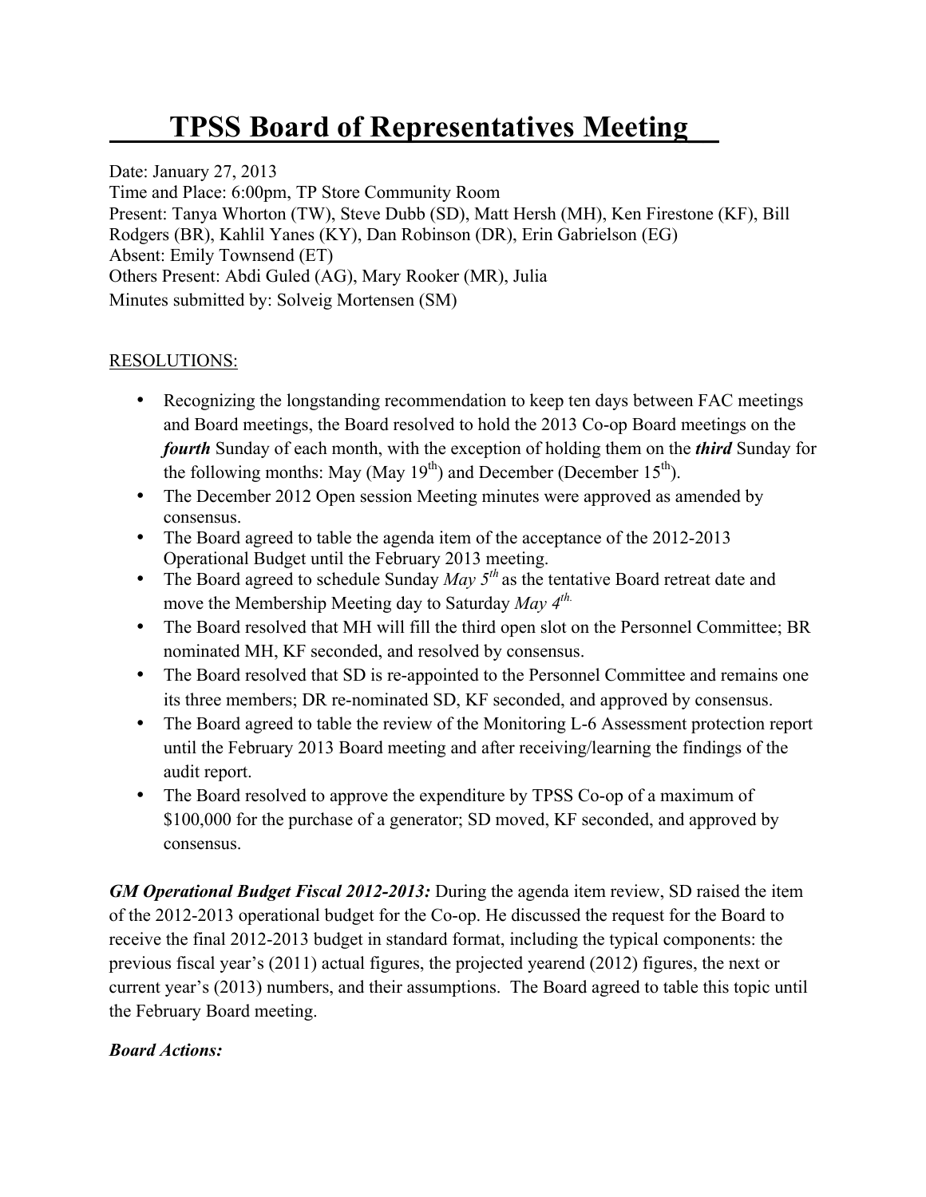# TPSS Board of Representatives Meeting

Date: January 27, 2013
Time and Place: 6:00pm, TP Store Community Room
Present: Tanya Whorton (TW), Steve Dubb (SD), Matt Hersh (MH), Ken Firestone (KF), Bill Rodgers (BR), Kahlil Yanes (KY), Dan Robinson (DR), Erin Gabrielson (EG)
Absent: Emily Townsend (ET)
Others Present: Abdi Guled (AG), Mary Rooker (MR), Julia
Minutes submitted by: Solveig Mortensen (SM)

RESOLUTIONS:

- Recognizing the longstanding recommendation to keep ten days between FAC meetings and Board meetings, the Board resolved to hold the 2013 Co-op Board meetings on the ***fourth*** Sunday of each month, with the exception of holding them on the ***third*** Sunday for the following months: May (May 19th) and December (December 15th).
- The December 2012 Open session Meeting minutes were approved as amended by consensus.
- The Board agreed to table the agenda item of the acceptance of the 2012-2013 Operational Budget until the February 2013 meeting.
- The Board agreed to schedule Sunday *May 5th* as the tentative Board retreat date and move the Membership Meeting day to Saturday *May 4th.*
- The Board resolved that MH will fill the third open slot on the Personnel Committee; BR nominated MH, KF seconded, and resolved by consensus.
- The Board resolved that SD is re-appointed to the Personnel Committee and remains one its three members; DR re-nominated SD, KF seconded, and approved by consensus.
- The Board agreed to table the review of the Monitoring L-6 Assessment protection report until the February 2013 Board meeting and after receiving/learning the findings of the audit report.
- The Board resolved to approve the expenditure by TPSS Co-op of a maximum of $100,000 for the purchase of a generator; SD moved, KF seconded, and approved by consensus.

***GM Operational Budget Fiscal 2012-2013:*** During the agenda item review, SD raised the item of the 2012-2013 operational budget for the Co-op. He discussed the request for the Board to receive the final 2012-2013 budget in standard format, including the typical components: the previous fiscal year's (2011) actual figures, the projected yearend (2012) figures, the next or current year's (2013) numbers, and their assumptions. The Board agreed to table this topic until the February Board meeting.

***Board Actions:***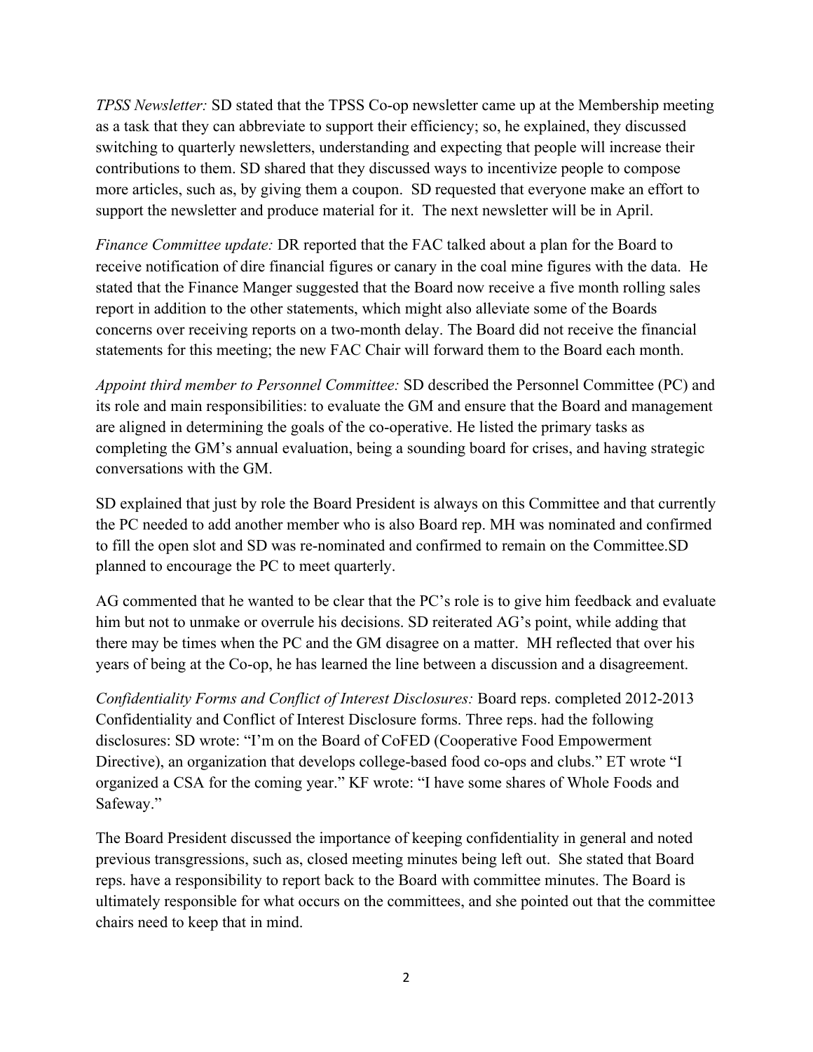*TPSS Newsletter:* SD stated that the TPSS Co-op newsletter came up at the Membership meeting as a task that they can abbreviate to support their efficiency; so, he explained, they discussed switching to quarterly newsletters, understanding and expecting that people will increase their contributions to them. SD shared that they discussed ways to incentivize people to compose more articles, such as, by giving them a coupon. SD requested that everyone make an effort to support the newsletter and produce material for it. The next newsletter will be in April.

*Finance Committee update:* DR reported that the FAC talked about a plan for the Board to receive notification of dire financial figures or canary in the coal mine figures with the data. He stated that the Finance Manger suggested that the Board now receive a five month rolling sales report in addition to the other statements, which might also alleviate some of the Boards concerns over receiving reports on a two-month delay. The Board did not receive the financial statements for this meeting; the new FAC Chair will forward them to the Board each month.

*Appoint third member to Personnel Committee:* SD described the Personnel Committee (PC) and its role and main responsibilities: to evaluate the GM and ensure that the Board and management are aligned in determining the goals of the co-operative. He listed the primary tasks as completing the GM's annual evaluation, being a sounding board for crises, and having strategic conversations with the GM.

SD explained that just by role the Board President is always on this Committee and that currently the PC needed to add another member who is also Board rep. MH was nominated and confirmed to fill the open slot and SD was re-nominated and confirmed to remain on the Committee.SD planned to encourage the PC to meet quarterly.

AG commented that he wanted to be clear that the PC's role is to give him feedback and evaluate him but not to unmake or overrule his decisions. SD reiterated AG's point, while adding that there may be times when the PC and the GM disagree on a matter. MH reflected that over his years of being at the Co-op, he has learned the line between a discussion and a disagreement.

*Confidentiality Forms and Conflict of Interest Disclosures:* Board reps. completed 2012-2013 Confidentiality and Conflict of Interest Disclosure forms. Three reps. had the following disclosures: SD wrote: "I'm on the Board of CoFED (Cooperative Food Empowerment Directive), an organization that develops college-based food co-ops and clubs." ET wrote "I organized a CSA for the coming year." KF wrote: "I have some shares of Whole Foods and Safeway."

The Board President discussed the importance of keeping confidentiality in general and noted previous transgressions, such as, closed meeting minutes being left out. She stated that Board reps. have a responsibility to report back to the Board with committee minutes. The Board is ultimately responsible for what occurs on the committees, and she pointed out that the committee chairs need to keep that in mind.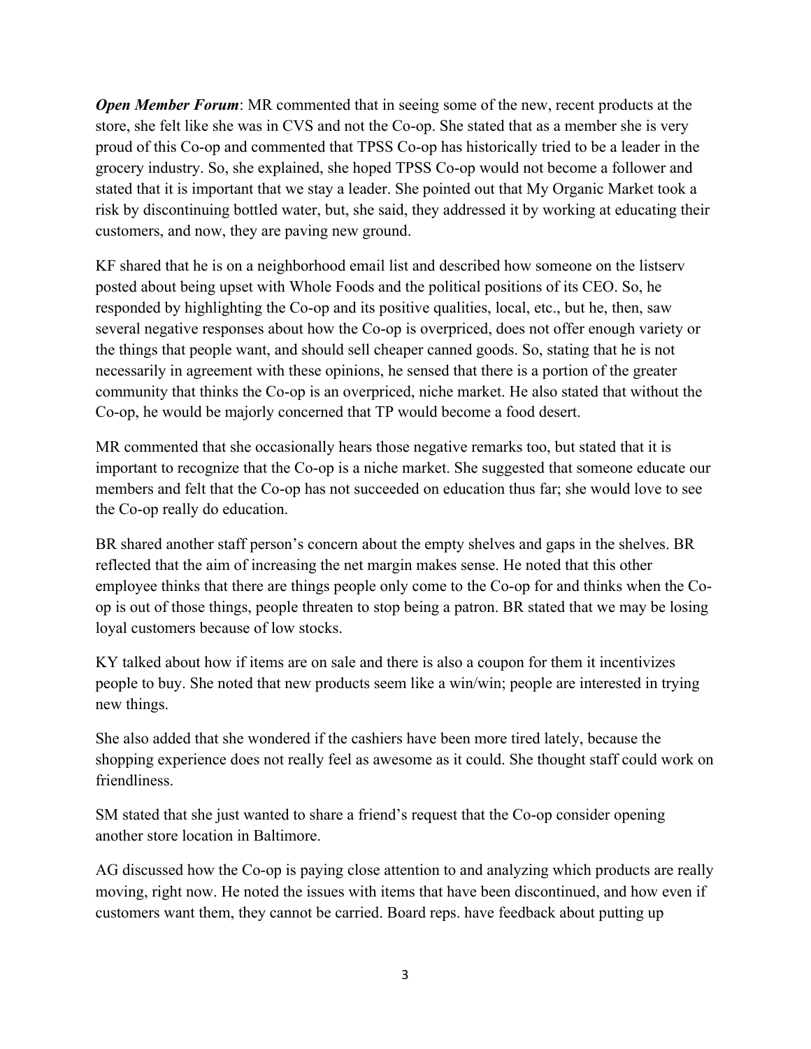***Open Member Forum***: MR commented that in seeing some of the new, recent products at the store, she felt like she was in CVS and not the Co-op. She stated that as a member she is very proud of this Co-op and commented that TPSS Co-op has historically tried to be a leader in the grocery industry. So, she explained, she hoped TPSS Co-op would not become a follower and stated that it is important that we stay a leader. She pointed out that My Organic Market took a risk by discontinuing bottled water, but, she said, they addressed it by working at educating their customers, and now, they are paving new ground.

KF shared that he is on a neighborhood email list and described how someone on the listserv posted about being upset with Whole Foods and the political positions of its CEO. So, he responded by highlighting the Co-op and its positive qualities, local, etc., but he, then, saw several negative responses about how the Co-op is overpriced, does not offer enough variety or the things that people want, and should sell cheaper canned goods. So, stating that he is not necessarily in agreement with these opinions, he sensed that there is a portion of the greater community that thinks the Co-op is an overpriced, niche market. He also stated that without the Co-op, he would be majorly concerned that TP would become a food desert.

MR commented that she occasionally hears those negative remarks too, but stated that it is important to recognize that the Co-op is a niche market. She suggested that someone educate our members and felt that the Co-op has not succeeded on education thus far; she would love to see the Co-op really do education.

BR shared another staff person's concern about the empty shelves and gaps in the shelves. BR reflected that the aim of increasing the net margin makes sense. He noted that this other employee thinks that there are things people only come to the Co-op for and thinks when the Co-op is out of those things, people threaten to stop being a patron. BR stated that we may be losing loyal customers because of low stocks.

KY talked about how if items are on sale and there is also a coupon for them it incentivizes people to buy. She noted that new products seem like a win/win; people are interested in trying new things.

She also added that she wondered if the cashiers have been more tired lately, because the shopping experience does not really feel as awesome as it could. She thought staff could work on friendliness.

SM stated that she just wanted to share a friend's request that the Co-op consider opening another store location in Baltimore.

AG discussed how the Co-op is paying close attention to and analyzing which products are really moving, right now. He noted the issues with items that have been discontinued, and how even if customers want them, they cannot be carried. Board reps. have feedback about putting up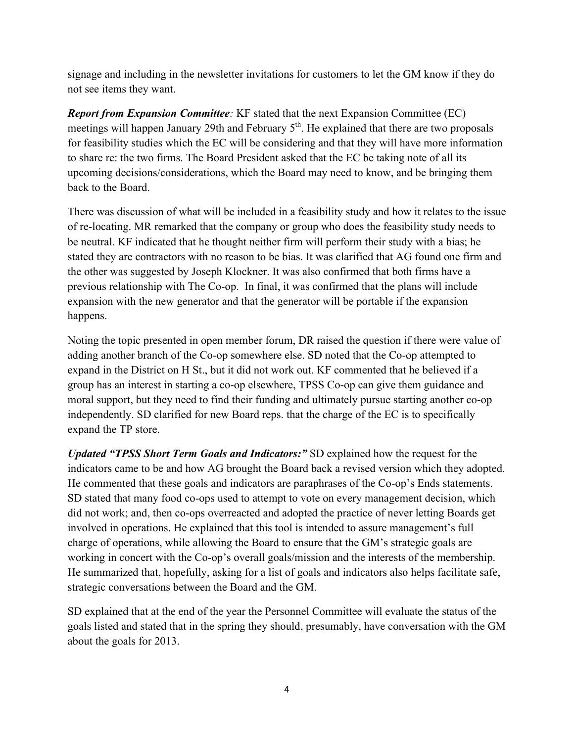signage and including in the newsletter invitations for customers to let the GM know if they do not see items they want.

***Report from Expansion Committee**:* KF stated that the next Expansion Committee (EC) meetings will happen January 29th and February 5th. He explained that there are two proposals for feasibility studies which the EC will be considering and that they will have more information to share re: the two firms. The Board President asked that the EC be taking note of all its upcoming decisions/considerations, which the Board may need to know, and be bringing them back to the Board.

There was discussion of what will be included in a feasibility study and how it relates to the issue of re-locating. MR remarked that the company or group who does the feasibility study needs to be neutral. KF indicated that he thought neither firm will perform their study with a bias; he stated they are contractors with no reason to be bias. It was clarified that AG found one firm and the other was suggested by Joseph Klockner. It was also confirmed that both firms have a previous relationship with The Co-op. In final, it was confirmed that the plans will include expansion with the new generator and that the generator will be portable if the expansion happens.

Noting the topic presented in open member forum, DR raised the question if there were value of adding another branch of the Co-op somewhere else. SD noted that the Co-op attempted to expand in the District on H St., but it did not work out. KF commented that he believed if a group has an interest in starting a co-op elsewhere, TPSS Co-op can give them guidance and moral support, but they need to find their funding and ultimately pursue starting another co-op independently. SD clarified for new Board reps. that the charge of the EC is to specifically expand the TP store.

***Updated "TPSS Short Term Goals and Indicators:"*** SD explained how the request for the indicators came to be and how AG brought the Board back a revised version which they adopted. He commented that these goals and indicators are paraphrases of the Co-op's Ends statements. SD stated that many food co-ops used to attempt to vote on every management decision, which did not work; and, then co-ops overreacted and adopted the practice of never letting Boards get involved in operations. He explained that this tool is intended to assure management's full charge of operations, while allowing the Board to ensure that the GM's strategic goals are working in concert with the Co-op's overall goals/mission and the interests of the membership. He summarized that, hopefully, asking for a list of goals and indicators also helps facilitate safe, strategic conversations between the Board and the GM.

SD explained that at the end of the year the Personnel Committee will evaluate the status of the goals listed and stated that in the spring they should, presumably, have conversation with the GM about the goals for 2013.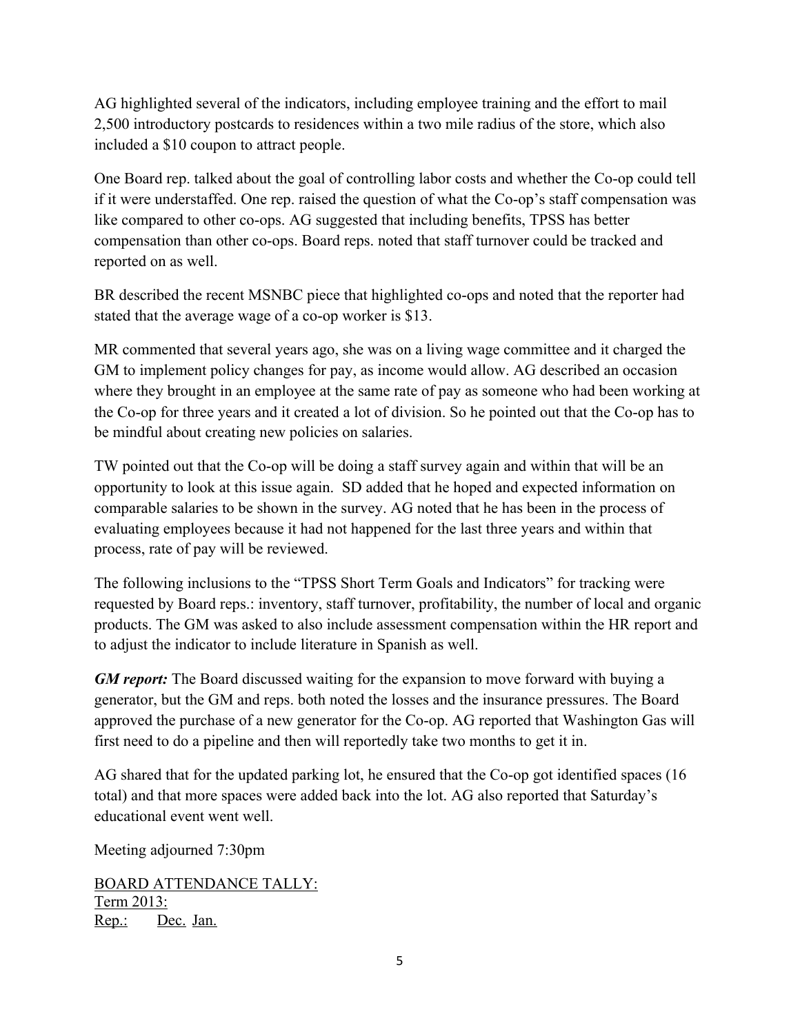AG highlighted several of the indicators, including employee training and the effort to mail 2,500 introductory postcards to residences within a two mile radius of the store, which also included a $10 coupon to attract people.

One Board rep. talked about the goal of controlling labor costs and whether the Co-op could tell if it were understaffed. One rep. raised the question of what the Co-op's staff compensation was like compared to other co-ops. AG suggested that including benefits, TPSS has better compensation than other co-ops. Board reps. noted that staff turnover could be tracked and reported on as well.

BR described the recent MSNBC piece that highlighted co-ops and noted that the reporter had stated that the average wage of a co-op worker is $13.

MR commented that several years ago, she was on a living wage committee and it charged the GM to implement policy changes for pay, as income would allow. AG described an occasion where they brought in an employee at the same rate of pay as someone who had been working at the Co-op for three years and it created a lot of division. So he pointed out that the Co-op has to be mindful about creating new policies on salaries.

TW pointed out that the Co-op will be doing a staff survey again and within that will be an opportunity to look at this issue again. SD added that he hoped and expected information on comparable salaries to be shown in the survey. AG noted that he has been in the process of evaluating employees because it had not happened for the last three years and within that process, rate of pay will be reviewed.

The following inclusions to the "TPSS Short Term Goals and Indicators" for tracking were requested by Board reps.: inventory, staff turnover, profitability, the number of local and organic products. The GM was asked to also include assessment compensation within the HR report and to adjust the indicator to include literature in Spanish as well.

***GM report:*** The Board discussed waiting for the expansion to move forward with buying a generator, but the GM and reps. both noted the losses and the insurance pressures. The Board approved the purchase of a new generator for the Co-op. AG reported that Washington Gas will first need to do a pipeline and then will reportedly take two months to get it in.

AG shared that for the updated parking lot, he ensured that the Co-op got identified spaces (16 total) and that more spaces were added back into the lot. AG also reported that Saturday's educational event went well.

Meeting adjourned 7:30pm

<u>BOARD ATTENDANCE TALLY:</u>
<u>Term 2013:</u>
<u>Rep.:</u> <u>Dec.</u> <u>Jan.</u>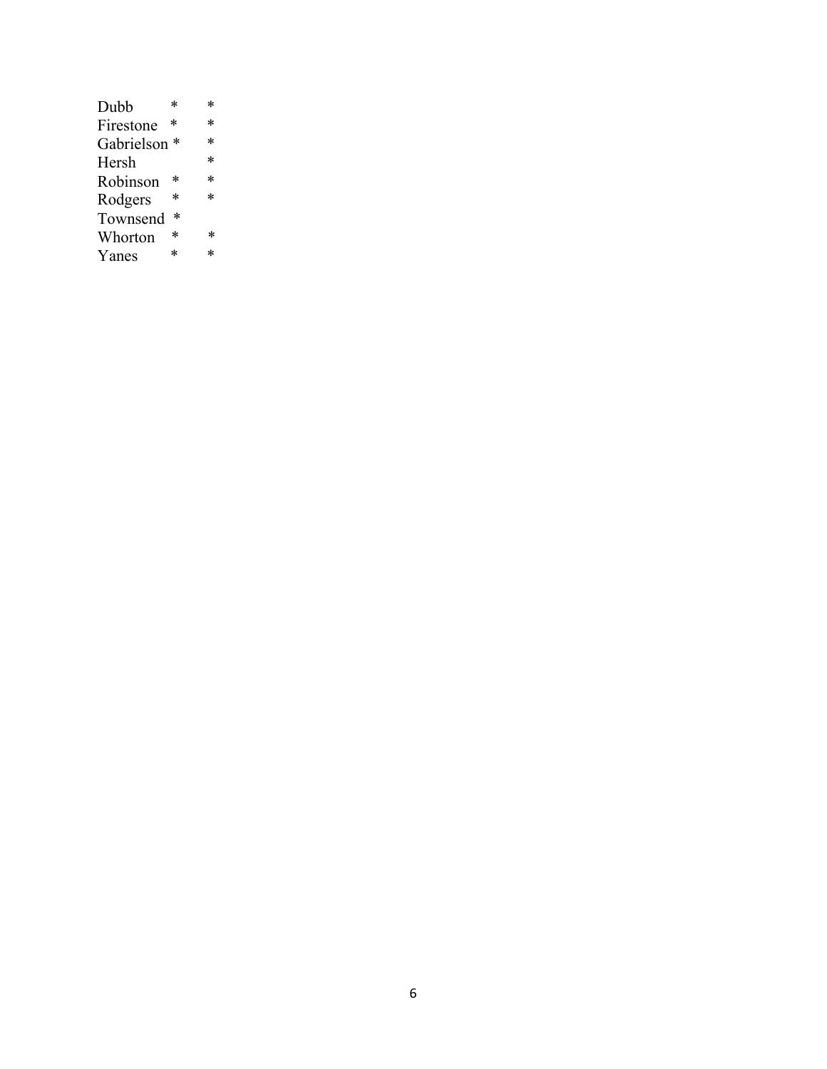| | | |
|---|---|---|
| Dubb | * | * |
| Firestone | * | * |
| Gabrielson | * | * |
| Hersh | | * |
| Robinson | * | * |
| Rodgers | * | * |
| Townsend | * | |
| Whorton | * | * |
| Yanes | * | * |